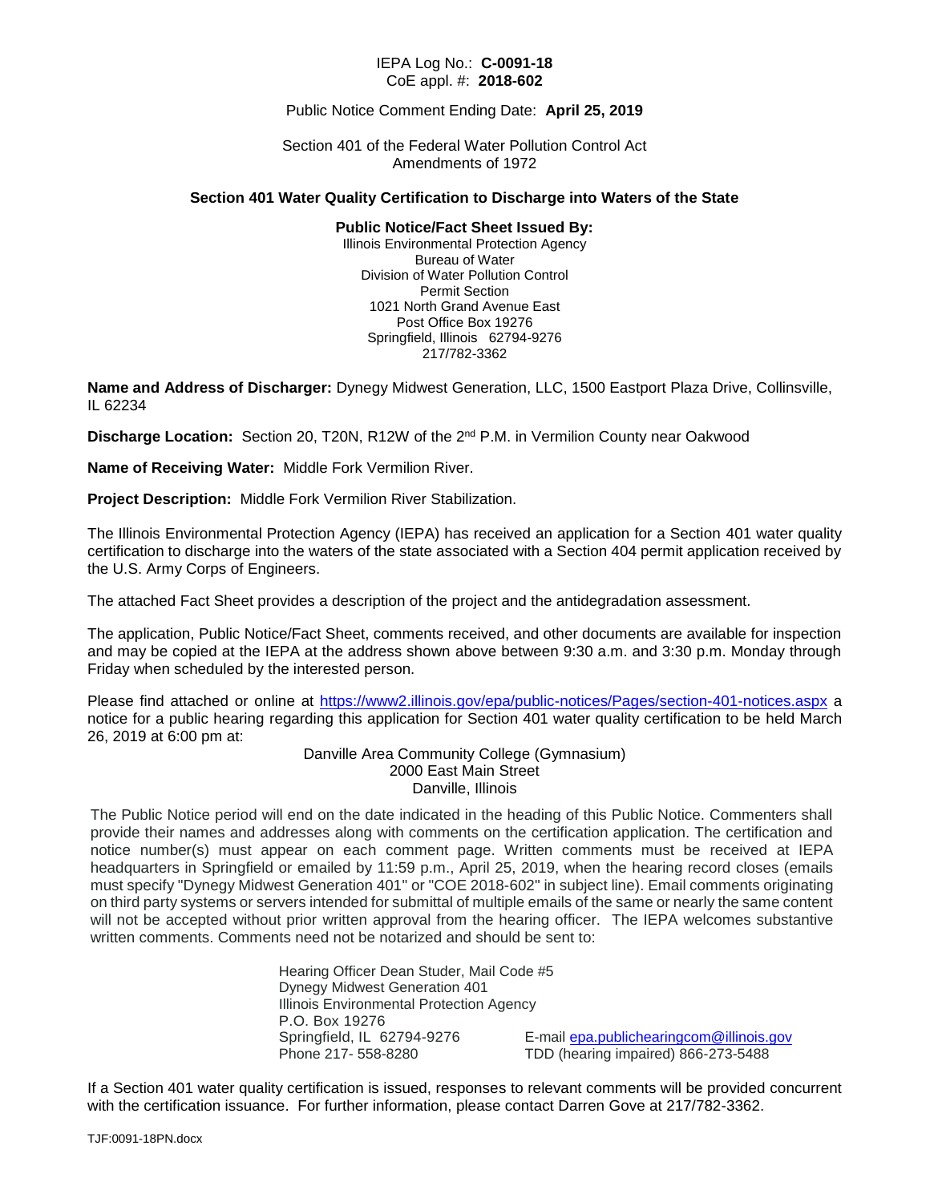IEPA Log No.: **C-0091-18**
CoE appl. #: **2018-602**

Public Notice Comment Ending Date: **April 25, 2019**

Section 401 of the Federal Water Pollution Control Act
Amendments of 1972

**Section 401 Water Quality Certification to Discharge into Waters of the State**

**Public Notice/Fact Sheet Issued By:**
Illinois Environmental Protection Agency
Bureau of Water
Division of Water Pollution Control
Permit Section
1021 North Grand Avenue East
Post Office Box 19276
Springfield, Illinois 62794-9276
217/782-3362

**Name and Address of Discharger:** Dynegy Midwest Generation, LLC, 1500 Eastport Plaza Drive, Collinsville, IL 62234

**Discharge Location:** Section 20, T20N, R12W of the 2nd P.M. in Vermilion County near Oakwood

**Name of Receiving Water:** Middle Fork Vermilion River.

**Project Description:** Middle Fork Vermilion River Stabilization.

The Illinois Environmental Protection Agency (IEPA) has received an application for a Section 401 water quality certification to discharge into the waters of the state associated with a Section 404 permit application received by the U.S. Army Corps of Engineers.

The attached Fact Sheet provides a description of the project and the antidegradation assessment.

The application, Public Notice/Fact Sheet, comments received, and other documents are available for inspection and may be copied at the IEPA at the address shown above between 9:30 a.m. and 3:30 p.m. Monday through Friday when scheduled by the interested person.

Please find attached or online at https://www2.illinois.gov/epa/public-notices/Pages/section-401-notices.aspx a notice for a public hearing regarding this application for Section 401 water quality certification to be held March 26, 2019 at 6:00 pm at:

Danville Area Community College (Gymnasium)
2000 East Main Street
Danville, Illinois

The Public Notice period will end on the date indicated in the heading of this Public Notice. Commenters shall provide their names and addresses along with comments on the certification application. The certification and notice number(s) must appear on each comment page. Written comments must be received at IEPA headquarters in Springfield or emailed by 11:59 p.m., April 25, 2019, when the hearing record closes (emails must specify "Dynegy Midwest Generation 401" or "COE 2018-602" in subject line). Email comments originating on third party systems or servers intended for submittal of multiple emails of the same or nearly the same content will not be accepted without prior written approval from the hearing officer. The IEPA welcomes substantive written comments. Comments need not be notarized and should be sent to:

Hearing Officer Dean Studer, Mail Code #5
Dynegy Midwest Generation 401
Illinois Environmental Protection Agency
P.O. Box 19276
Springfield, IL 62794-9276 E-mail epa.publichearingcom@illinois.gov
Phone 217- 558-8280 TDD (hearing impaired) 866-273-5488

If a Section 401 water quality certification is issued, responses to relevant comments will be provided concurrent with the certification issuance. For further information, please contact Darren Gove at 217/782-3362.

TJF:0091-18PN.docx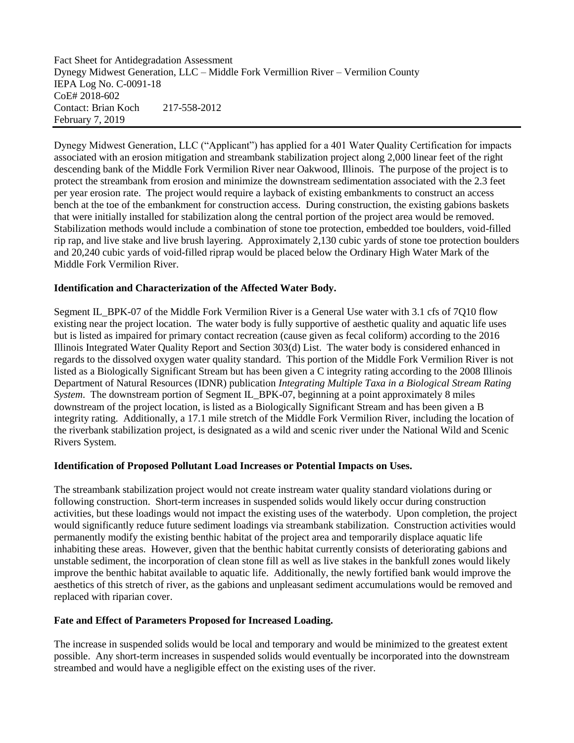Fact Sheet for Antidegradation Assessment
Dynegy Midwest Generation, LLC – Middle Fork Vermillion River – Vermilion County
IEPA Log No. C-0091-18
CoE# 2018-602
Contact: Brian Koch 217-558-2012
February 7, 2019

---

Dynegy Midwest Generation, LLC ("Applicant") has applied for a 401 Water Quality Certification for impacts associated with an erosion mitigation and streambank stabilization project along 2,000 linear feet of the right descending bank of the Middle Fork Vermilion River near Oakwood, Illinois. The purpose of the project is to protect the streambank from erosion and minimize the downstream sedimentation associated with the 2.3 feet per year erosion rate. The project would require a layback of existing embankments to construct an access bench at the toe of the embankment for construction access. During construction, the existing gabions baskets that were initially installed for stabilization along the central portion of the project area would be removed. Stabilization methods would include a combination of stone toe protection, embedded toe boulders, void-filled rip rap, and live stake and live brush layering. Approximately 2,130 cubic yards of stone toe protection boulders and 20,240 cubic yards of void-filled riprap would be placed below the Ordinary High Water Mark of the Middle Fork Vermilion River.

**Identification and Characterization of the Affected Water Body.**

Segment IL_BPK-07 of the Middle Fork Vermilion River is a General Use water with 3.1 cfs of 7Q10 flow existing near the project location. The water body is fully supportive of aesthetic quality and aquatic life uses but is listed as impaired for primary contact recreation (cause given as fecal coliform) according to the 2016 Illinois Integrated Water Quality Report and Section 303(d) List. The water body is considered enhanced in regards to the dissolved oxygen water quality standard. This portion of the Middle Fork Vermilion River is not listed as a Biologically Significant Stream but has been given a C integrity rating according to the 2008 Illinois Department of Natural Resources (IDNR) publication *Integrating Multiple Taxa in a Biological Stream Rating System*. The downstream portion of Segment IL_BPK-07, beginning at a point approximately 8 miles downstream of the project location, is listed as a Biologically Significant Stream and has been given a B integrity rating. Additionally, a 17.1 mile stretch of the Middle Fork Vermilion River, including the location of the riverbank stabilization project, is designated as a wild and scenic river under the National Wild and Scenic Rivers System.

**Identification of Proposed Pollutant Load Increases or Potential Impacts on Uses.**

The streambank stabilization project would not create instream water quality standard violations during or following construction. Short-term increases in suspended solids would likely occur during construction activities, but these loadings would not impact the existing uses of the waterbody. Upon completion, the project would significantly reduce future sediment loadings via streambank stabilization. Construction activities would permanently modify the existing benthic habitat of the project area and temporarily displace aquatic life inhabiting these areas. However, given that the benthic habitat currently consists of deteriorating gabions and unstable sediment, the incorporation of clean stone fill as well as live stakes in the bankfull zones would likely improve the benthic habitat available to aquatic life. Additionally, the newly fortified bank would improve the aesthetics of this stretch of river, as the gabions and unpleasant sediment accumulations would be removed and replaced with riparian cover.

**Fate and Effect of Parameters Proposed for Increased Loading.**

The increase in suspended solids would be local and temporary and would be minimized to the greatest extent possible. Any short-term increases in suspended solids would eventually be incorporated into the downstream streambed and would have a negligible effect on the existing uses of the river.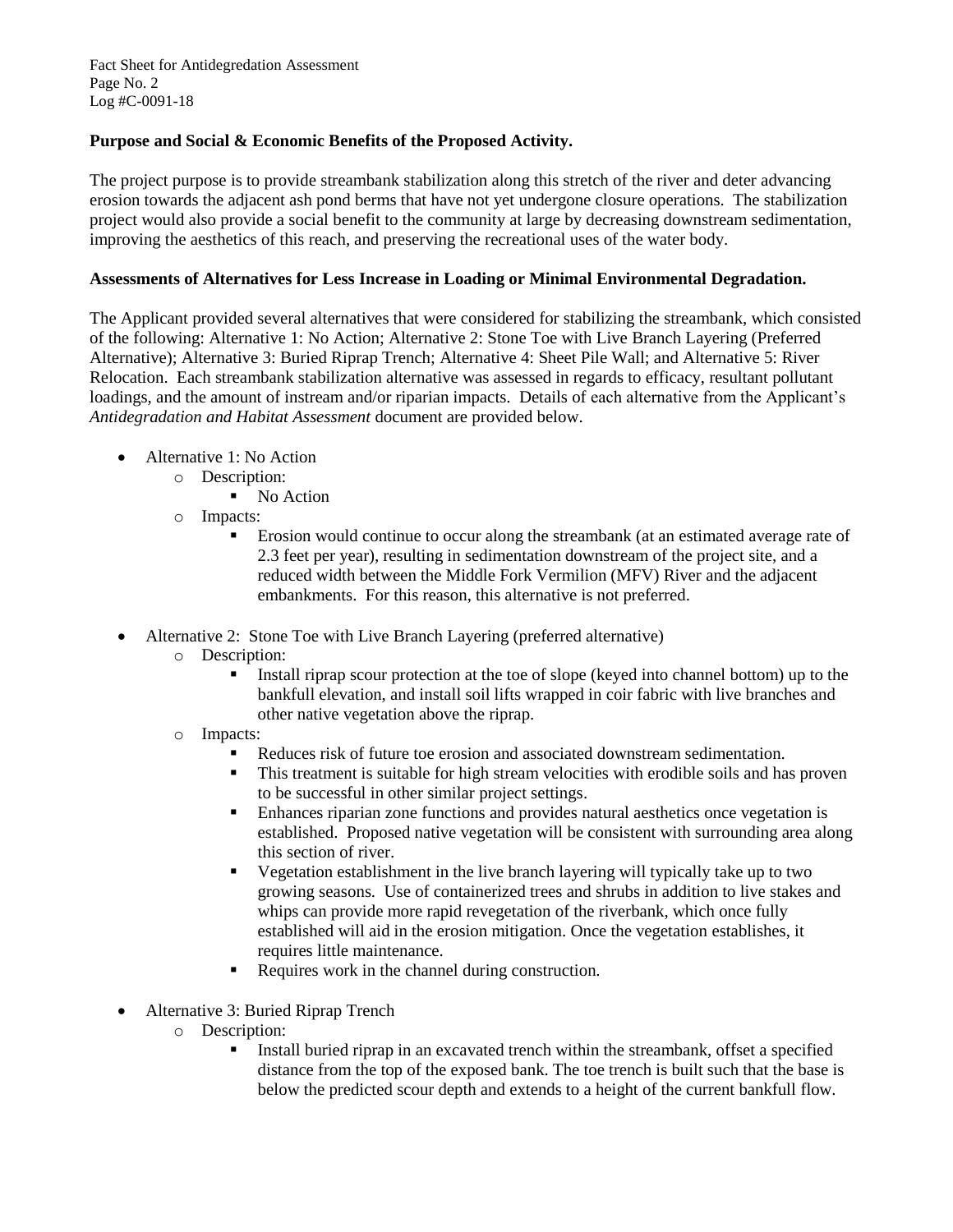**Purpose and Social & Economic Benefits of the Proposed Activity.**

The project purpose is to provide streambank stabilization along this stretch of the river and deter advancing erosion towards the adjacent ash pond berms that have not yet undergone closure operations. The stabilization project would also provide a social benefit to the community at large by decreasing downstream sedimentation, improving the aesthetics of this reach, and preserving the recreational uses of the water body.

**Assessments of Alternatives for Less Increase in Loading or Minimal Environmental Degradation.**

The Applicant provided several alternatives that were considered for stabilizing the streambank, which consisted of the following: Alternative 1: No Action; Alternative 2: Stone Toe with Live Branch Layering (Preferred Alternative); Alternative 3: Buried Riprap Trench; Alternative 4: Sheet Pile Wall; and Alternative 5: River Relocation. Each streambank stabilization alternative was assessed in regards to efficacy, resultant pollutant loadings, and the amount of instream and/or riparian impacts. Details of each alternative from the Applicant's *Antidegradation and Habitat Assessment* document are provided below.

- Alternative 1: No Action
    - Description:
        - No Action
    - Impacts:
        - Erosion would continue to occur along the streambank (at an estimated average rate of 2.3 feet per year), resulting in sedimentation downstream of the project site, and a reduced width between the Middle Fork Vermilion (MFV) River and the adjacent embankments. For this reason, this alternative is not preferred.
- Alternative 2: Stone Toe with Live Branch Layering (preferred alternative)
    - Description:
        - Install riprap scour protection at the toe of slope (keyed into channel bottom) up to the bankfull elevation, and install soil lifts wrapped in coir fabric with live branches and other native vegetation above the riprap.
    - Impacts:
        - Reduces risk of future toe erosion and associated downstream sedimentation.
        - This treatment is suitable for high stream velocities with erodible soils and has proven to be successful in other similar project settings.
        - Enhances riparian zone functions and provides natural aesthetics once vegetation is established. Proposed native vegetation will be consistent with surrounding area along this section of river.
        - Vegetation establishment in the live branch layering will typically take up to two growing seasons. Use of containerized trees and shrubs in addition to live stakes and whips can provide more rapid revegetation of the riverbank, which once fully established will aid in the erosion mitigation. Once the vegetation establishes, it requires little maintenance.
        - Requires work in the channel during construction.
- Alternative 3: Buried Riprap Trench
    - Description:
        - Install buried riprap in an excavated trench within the streambank, offset a specified distance from the top of the exposed bank. The toe trench is built such that the base is below the predicted scour depth and extends to a height of the current bankfull flow.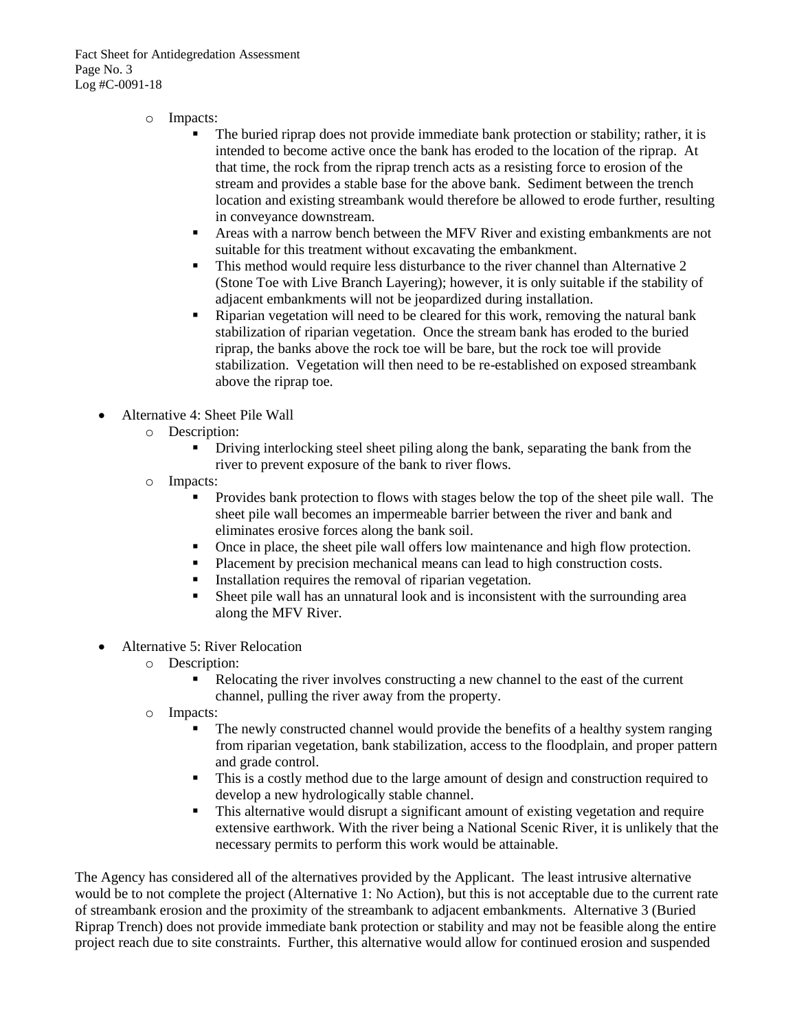- Impacts:
    - The buried riprap does not provide immediate bank protection or stability; rather, it is intended to become active once the bank has eroded to the location of the riprap. At that time, the rock from the riprap trench acts as a resisting force to erosion of the stream and provides a stable base for the above bank. Sediment between the trench location and existing streambank would therefore be allowed to erode further, resulting in conveyance downstream.
    - Areas with a narrow bench between the MFV River and existing embankments are not suitable for this treatment without excavating the embankment.
    - This method would require less disturbance to the river channel than Alternative 2 (Stone Toe with Live Branch Layering); however, it is only suitable if the stability of adjacent embankments will not be jeopardized during installation.
    - Riparian vegetation will need to be cleared for this work, removing the natural bank stabilization of riparian vegetation. Once the stream bank has eroded to the buried riprap, the banks above the rock toe will be bare, but the rock toe will provide stabilization. Vegetation will then need to be re-established on exposed streambank above the riprap toe.

- Alternative 4: Sheet Pile Wall
    - Description:
        - Driving interlocking steel sheet piling along the bank, separating the bank from the river to prevent exposure of the bank to river flows.
    - Impacts:
        - Provides bank protection to flows with stages below the top of the sheet pile wall. The sheet pile wall becomes an impermeable barrier between the river and bank and eliminates erosive forces along the bank soil.
        - Once in place, the sheet pile wall offers low maintenance and high flow protection.
        - Placement by precision mechanical means can lead to high construction costs.
        - Installation requires the removal of riparian vegetation.
        - Sheet pile wall has an unnatural look and is inconsistent with the surrounding area along the MFV River.

- Alternative 5: River Relocation
    - Description:
        - Relocating the river involves constructing a new channel to the east of the current channel, pulling the river away from the property.
    - Impacts:
        - The newly constructed channel would provide the benefits of a healthy system ranging from riparian vegetation, bank stabilization, access to the floodplain, and proper pattern and grade control.
        - This is a costly method due to the large amount of design and construction required to develop a new hydrologically stable channel.
        - This alternative would disrupt a significant amount of existing vegetation and require extensive earthwork. With the river being a National Scenic River, it is unlikely that the necessary permits to perform this work would be attainable.

The Agency has considered all of the alternatives provided by the Applicant. The least intrusive alternative would be to not complete the project (Alternative 1: No Action), but this is not acceptable due to the current rate of streambank erosion and the proximity of the streambank to adjacent embankments. Alternative 3 (Buried Riprap Trench) does not provide immediate bank protection or stability and may not be feasible along the entire project reach due to site constraints. Further, this alternative would allow for continued erosion and suspended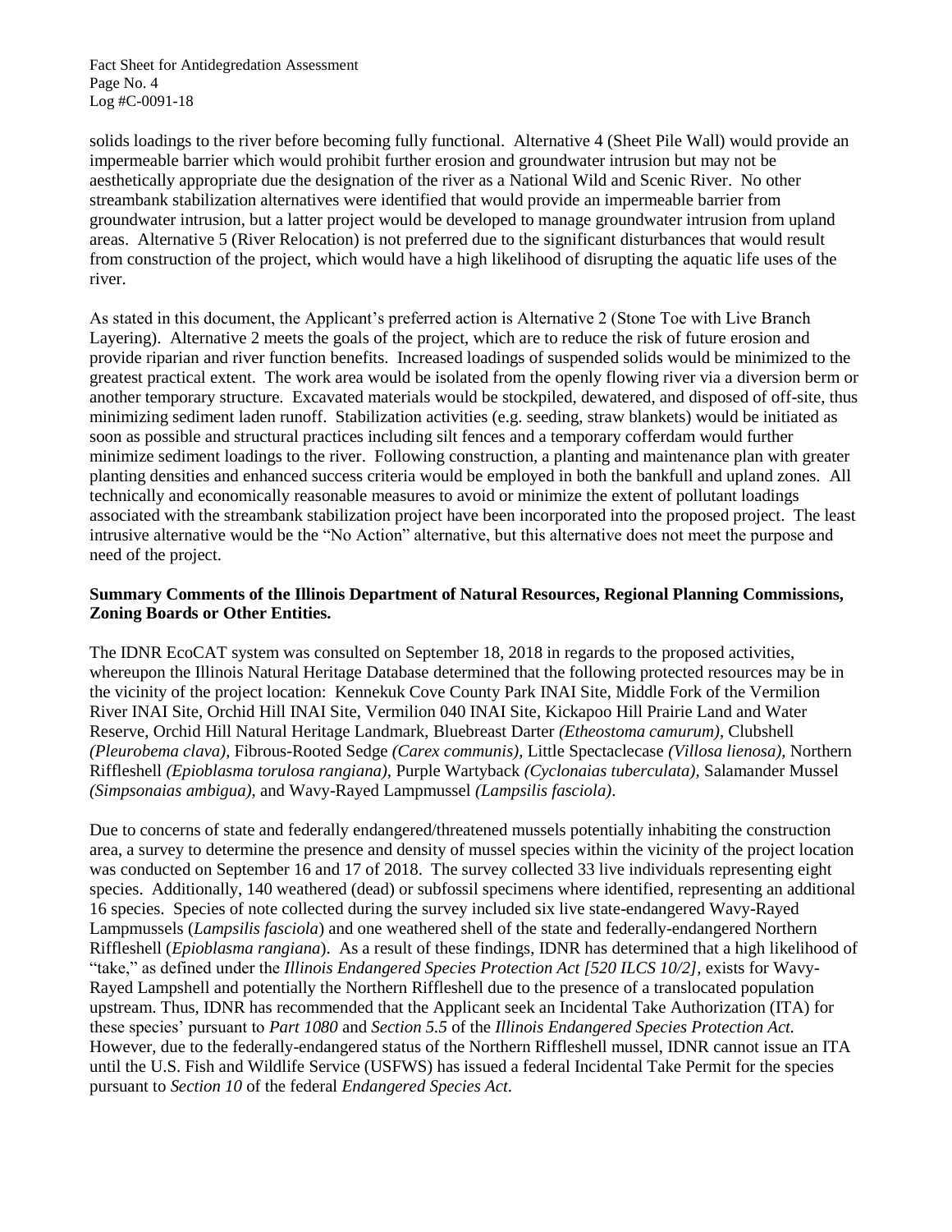solids loadings to the river before becoming fully functional. Alternative 4 (Sheet Pile Wall) would provide an impermeable barrier which would prohibit further erosion and groundwater intrusion but may not be aesthetically appropriate due the designation of the river as a National Wild and Scenic River. No other streambank stabilization alternatives were identified that would provide an impermeable barrier from groundwater intrusion, but a latter project would be developed to manage groundwater intrusion from upland areas. Alternative 5 (River Relocation) is not preferred due to the significant disturbances that would result from construction of the project, which would have a high likelihood of disrupting the aquatic life uses of the river.

As stated in this document, the Applicant's preferred action is Alternative 2 (Stone Toe with Live Branch Layering). Alternative 2 meets the goals of the project, which are to reduce the risk of future erosion and provide riparian and river function benefits. Increased loadings of suspended solids would be minimized to the greatest practical extent. The work area would be isolated from the openly flowing river via a diversion berm or another temporary structure. Excavated materials would be stockpiled, dewatered, and disposed of off-site, thus minimizing sediment laden runoff. Stabilization activities (e.g. seeding, straw blankets) would be initiated as soon as possible and structural practices including silt fences and a temporary cofferdam would further minimize sediment loadings to the river. Following construction, a planting and maintenance plan with greater planting densities and enhanced success criteria would be employed in both the bankfull and upland zones. All technically and economically reasonable measures to avoid or minimize the extent of pollutant loadings associated with the streambank stabilization project have been incorporated into the proposed project. The least intrusive alternative would be the "No Action" alternative, but this alternative does not meet the purpose and need of the project.

**Summary Comments of the Illinois Department of Natural Resources, Regional Planning Commissions, Zoning Boards or Other Entities.**

The IDNR EcoCAT system was consulted on September 18, 2018 in regards to the proposed activities, whereupon the Illinois Natural Heritage Database determined that the following protected resources may be in the vicinity of the project location: Kennekuk Cove County Park INAI Site, Middle Fork of the Vermilion River INAI Site, Orchid Hill INAI Site, Vermilion 040 INAI Site, Kickapoo Hill Prairie Land and Water Reserve, Orchid Hill Natural Heritage Landmark, Bluebreast Darter *(Etheostoma camurum)*, Clubshell *(Pleurobema clava)*, Fibrous-Rooted Sedge *(Carex communis)*, Little Spectaclecase *(Villosa lienosa)*, Northern Riffleshell *(Epioblasma torulosa rangiana)*, Purple Wartyback *(Cyclonaias tuberculata)*, Salamander Mussel *(Simpsonaias ambigua)*, and Wavy-Rayed Lampmussel *(Lampsilis fasciola)*.

Due to concerns of state and federally endangered/threatened mussels potentially inhabiting the construction area, a survey to determine the presence and density of mussel species within the vicinity of the project location was conducted on September 16 and 17 of 2018. The survey collected 33 live individuals representing eight species. Additionally, 140 weathered (dead) or subfossil specimens where identified, representing an additional 16 species. Species of note collected during the survey included six live state-endangered Wavy-Rayed Lampmussels (*Lampsilis fasciola*) and one weathered shell of the state and federally-endangered Northern Riffleshell (*Epioblasma rangiana*). As a result of these findings, IDNR has determined that a high likelihood of "take," as defined under the *Illinois Endangered Species Protection Act [520 ILCS 10/2]*, exists for Wavy-Rayed Lampshell and potentially the Northern Riffleshell due to the presence of a translocated population upstream. Thus, IDNR has recommended that the Applicant seek an Incidental Take Authorization (ITA) for these species' pursuant to *Part 1080* and *Section 5.5* of the *Illinois Endangered Species Protection Act.* However, due to the federally-endangered status of the Northern Riffleshell mussel, IDNR cannot issue an ITA until the U.S. Fish and Wildlife Service (USFWS) has issued a federal Incidental Take Permit for the species pursuant to *Section 10* of the federal *Endangered Species Act*.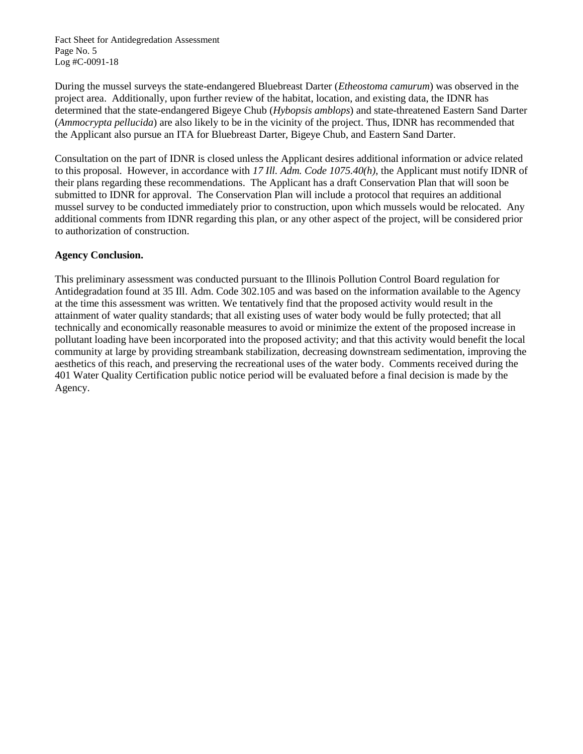During the mussel surveys the state-endangered Bluebreast Darter (*Etheostoma camurum*) was observed in the project area. Additionally, upon further review of the habitat, location, and existing data, the IDNR has determined that the state-endangered Bigeye Chub (*Hybopsis amblops*) and state-threatened Eastern Sand Darter (*Ammocrypta pellucida*) are also likely to be in the vicinity of the project. Thus, IDNR has recommended that the Applicant also pursue an ITA for Bluebreast Darter, Bigeye Chub, and Eastern Sand Darter.

Consultation on the part of IDNR is closed unless the Applicant desires additional information or advice related to this proposal. However, in accordance with *17 Ill. Adm. Code 1075.40(h)*, the Applicant must notify IDNR of their plans regarding these recommendations. The Applicant has a draft Conservation Plan that will soon be submitted to IDNR for approval. The Conservation Plan will include a protocol that requires an additional mussel survey to be conducted immediately prior to construction, upon which mussels would be relocated. Any additional comments from IDNR regarding this plan, or any other aspect of the project, will be considered prior to authorization of construction.

**Agency Conclusion.**

This preliminary assessment was conducted pursuant to the Illinois Pollution Control Board regulation for Antidegradation found at 35 Ill. Adm. Code 302.105 and was based on the information available to the Agency at the time this assessment was written. We tentatively find that the proposed activity would result in the attainment of water quality standards; that all existing uses of water body would be fully protected; that all technically and economically reasonable measures to avoid or minimize the extent of the proposed increase in pollutant loading have been incorporated into the proposed activity; and that this activity would benefit the local community at large by providing streambank stabilization, decreasing downstream sedimentation, improving the aesthetics of this reach, and preserving the recreational uses of the water body. Comments received during the 401 Water Quality Certification public notice period will be evaluated before a final decision is made by the Agency.